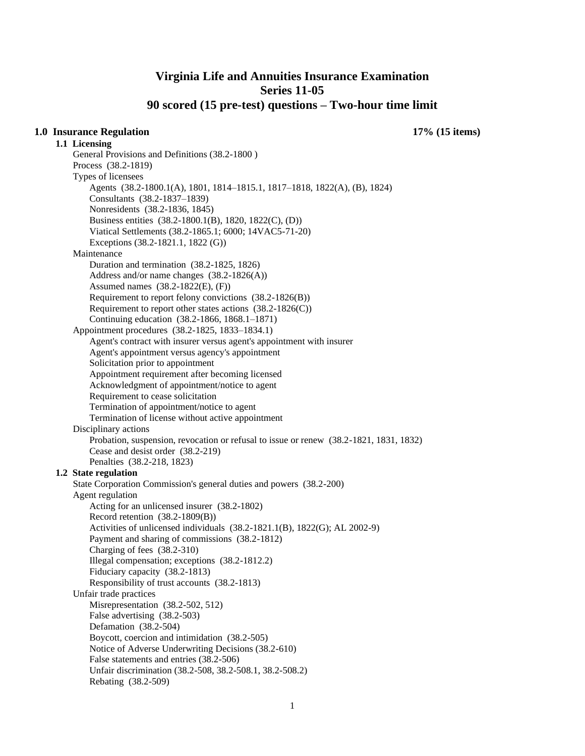# Virginia Life and Annuities Insurance Examination
# Series 11-05
# 90 scored (15 pre-test) questions – Two-hour time limit

## 1.0 Insurance Regulation — 17% (15 items)

### 1.1 Licensing

- General Provisions and Definitions (38.2-1800 )
- Process (38.2-1819)
- Types of licensees
  - Agents (38.2-1800.1(A), 1801, 1814–1815.1, 1817–1818, 1822(A), (B), 1824)
  - Consultants (38.2-1837–1839)
  - Nonresidents (38.2-1836, 1845)
  - Business entities (38.2-1800.1(B), 1820, 1822(C), (D))
  - Viatical Settlements (38.2-1865.1; 6000; 14VAC5-71-20)
  - Exceptions (38.2-1821.1, 1822 (G))
- Maintenance
  - Duration and termination (38.2-1825, 1826)
  - Address and/or name changes (38.2-1826(A))
  - Assumed names (38.2-1822(E), (F))
  - Requirement to report felony convictions (38.2-1826(B))
  - Requirement to report other states actions (38.2-1826(C))
  - Continuing education (38.2-1866, 1868.1–1871)
- Appointment procedures (38.2-1825, 1833–1834.1)
  - Agent's contract with insurer versus agent's appointment with insurer
  - Agent's appointment versus agency's appointment
  - Solicitation prior to appointment
  - Appointment requirement after becoming licensed
  - Acknowledgment of appointment/notice to agent
  - Requirement to cease solicitation
  - Termination of appointment/notice to agent
  - Termination of license without active appointment
- Disciplinary actions
  - Probation, suspension, revocation or refusal to issue or renew (38.2-1821, 1831, 1832)
  - Cease and desist order (38.2-219)
  - Penalties (38.2-218, 1823)

### 1.2 State regulation

- State Corporation Commission's general duties and powers (38.2-200)
- Agent regulation
  - Acting for an unlicensed insurer (38.2-1802)
  - Record retention (38.2-1809(B))
  - Activities of unlicensed individuals (38.2-1821.1(B), 1822(G); AL 2002-9)
  - Payment and sharing of commissions (38.2-1812)
  - Charging of fees (38.2-310)
  - Illegal compensation; exceptions (38.2-1812.2)
  - Fiduciary capacity (38.2-1813)
  - Responsibility of trust accounts (38.2-1813)
- Unfair trade practices
  - Misrepresentation (38.2-502, 512)
  - False advertising (38.2-503)
  - Defamation (38.2-504)
  - Boycott, coercion and intimidation (38.2-505)
  - Notice of Adverse Underwriting Decisions (38.2-610)
  - False statements and entries (38.2-506)
  - Unfair discrimination (38.2-508, 38.2-508.1, 38.2-508.2)
  - Rebating (38.2-509)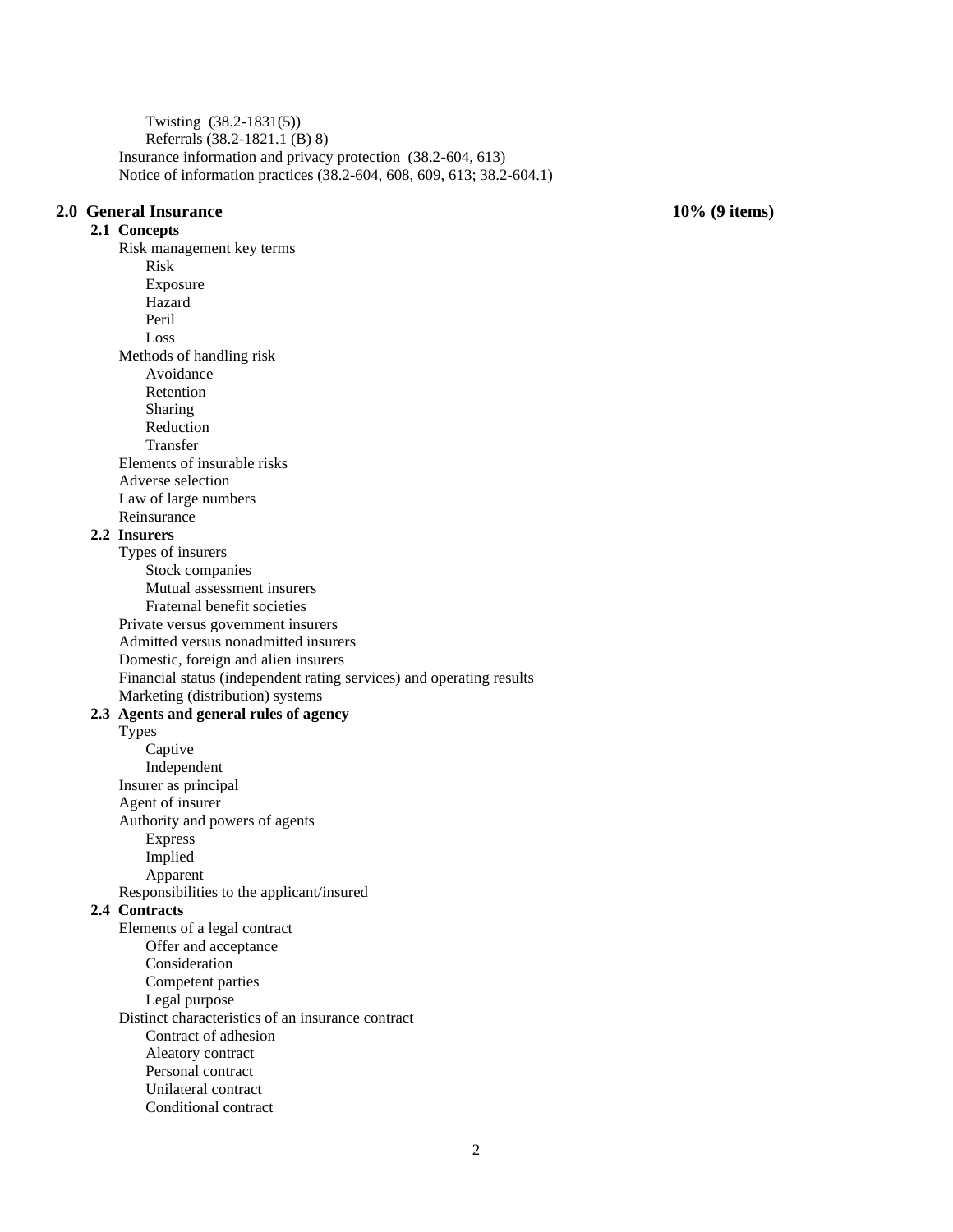- Twisting (38.2-1831(5))
- Referrals (38.2-1821.1 (B) 8)

Insurance information and privacy protection (38.2-604, 613)

Notice of information practices (38.2-604, 608, 609, 613; 38.2-604.1)

## 2.0 General Insurance — 10% (9 items)

### 2.1 Concepts

- Risk management key terms
  - Risk
  - Exposure
  - Hazard
  - Peril
  - Loss
- Methods of handling risk
  - Avoidance
  - Retention
  - Sharing
  - Reduction
  - Transfer
- Elements of insurable risks
- Adverse selection
- Law of large numbers
- Reinsurance

### 2.2 Insurers

- Types of insurers
  - Stock companies
  - Mutual assessment insurers
  - Fraternal benefit societies
- Private versus government insurers
- Admitted versus nonadmitted insurers
- Domestic, foreign and alien insurers
- Financial status (independent rating services) and operating results
- Marketing (distribution) systems

### 2.3 Agents and general rules of agency

- Types
  - Captive
  - Independent
- Insurer as principal
- Agent of insurer
- Authority and powers of agents
  - Express
  - Implied
  - Apparent
- Responsibilities to the applicant/insured

### 2.4 Contracts

- Elements of a legal contract
  - Offer and acceptance
  - Consideration
  - Competent parties
  - Legal purpose
- Distinct characteristics of an insurance contract
  - Contract of adhesion
  - Aleatory contract
  - Personal contract
  - Unilateral contract
  - Conditional contract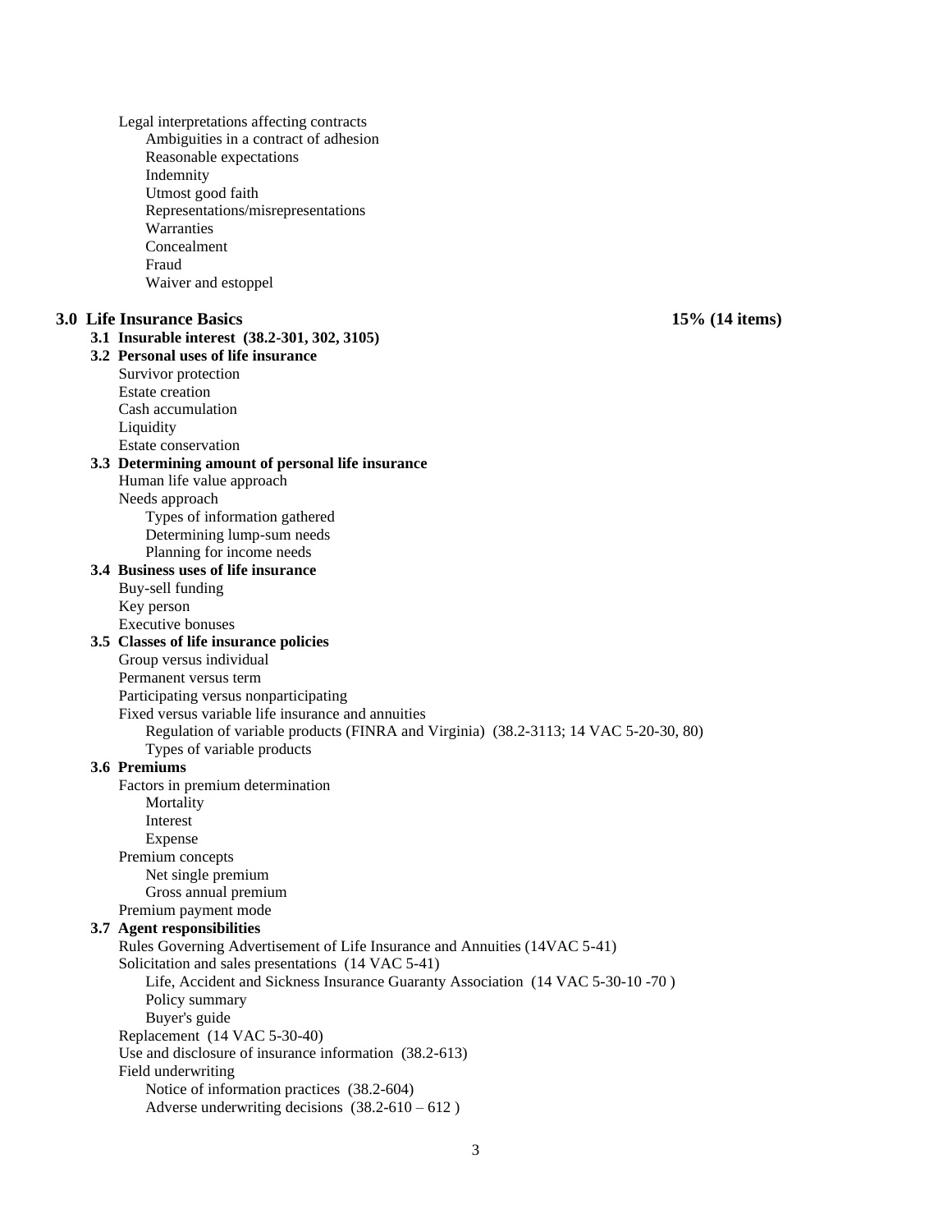- Legal interpretations affecting contracts
  - Ambiguities in a contract of adhesion
  - Reasonable expectations
  - Indemnity
  - Utmost good faith
  - Representations/misrepresentations
  - Warranties
  - Concealment
  - Fraud
  - Waiver and estoppel

## 3.0 Life Insurance Basics — 15% (14 items)

### 3.1 Insurable interest (38.2-301, 302, 3105)

### 3.2 Personal uses of life insurance

- Survivor protection
- Estate creation
- Cash accumulation
- Liquidity
- Estate conservation

### 3.3 Determining amount of personal life insurance

- Human life value approach
- Needs approach
  - Types of information gathered
  - Determining lump-sum needs
  - Planning for income needs

### 3.4 Business uses of life insurance

- Buy-sell funding
- Key person
- Executive bonuses

### 3.5 Classes of life insurance policies

- Group versus individual
- Permanent versus term
- Participating versus nonparticipating
- Fixed versus variable life insurance and annuities
  - Regulation of variable products (FINRA and Virginia) (38.2-3113; 14 VAC 5-20-30, 80)
  - Types of variable products

### 3.6 Premiums

- Factors in premium determination
  - Mortality
  - Interest
  - Expense
- Premium concepts
  - Net single premium
  - Gross annual premium
- Premium payment mode

### 3.7 Agent responsibilities

- Rules Governing Advertisement of Life Insurance and Annuities (14VAC 5-41)
- Solicitation and sales presentations (14 VAC 5-41)
  - Life, Accident and Sickness Insurance Guaranty Association (14 VAC 5-30-10 -70 )
  - Policy summary
  - Buyer's guide
- Replacement (14 VAC 5-30-40)
- Use and disclosure of insurance information (38.2-613)
- Field underwriting
  - Notice of information practices (38.2-604)
  - Adverse underwriting decisions (38.2-610 – 612 )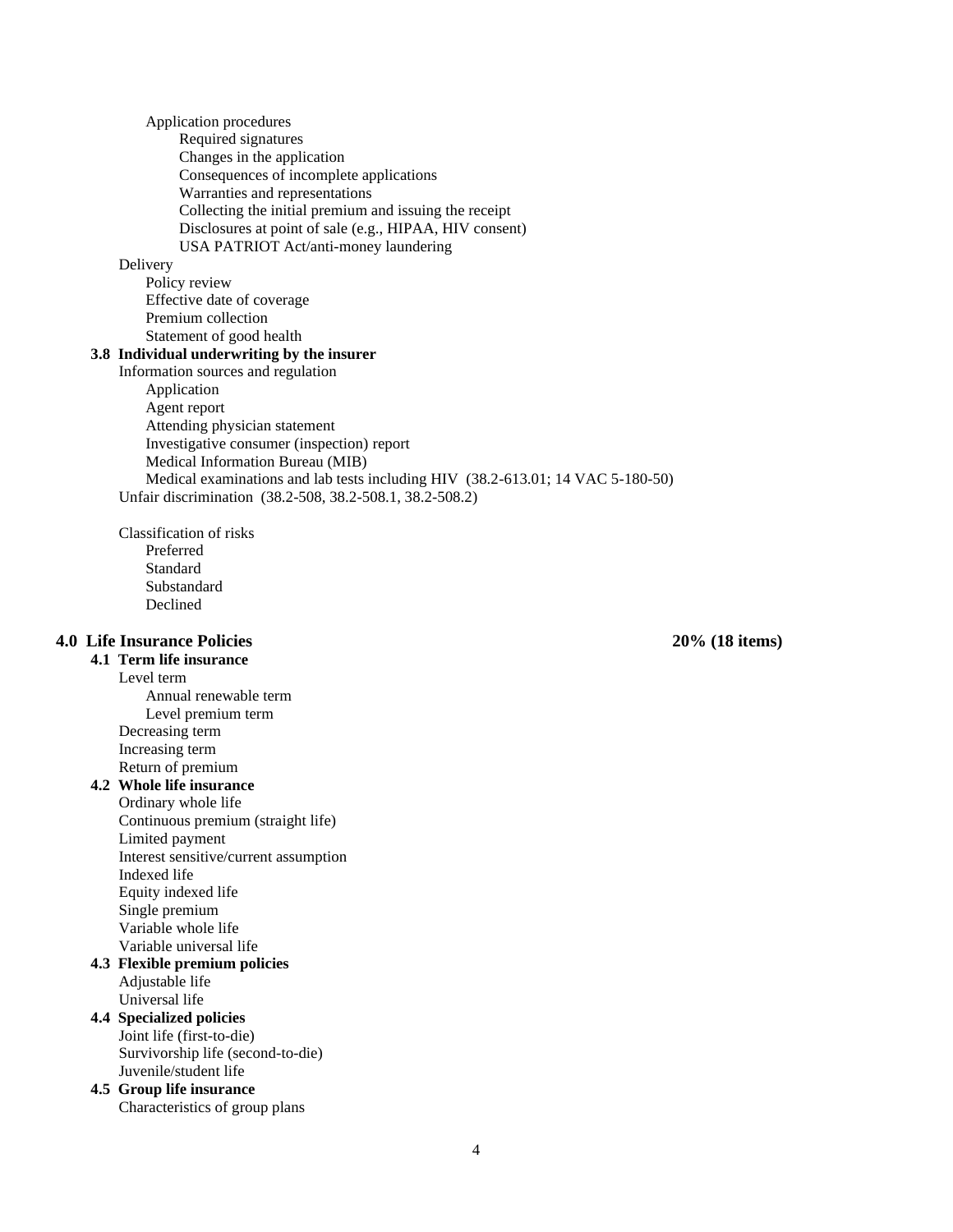- Application procedures
  - Required signatures
  - Changes in the application
  - Consequences of incomplete applications
  - Warranties and representations
  - Collecting the initial premium and issuing the receipt
  - Disclosures at point of sale (e.g., HIPAA, HIV consent)
  - USA PATRIOT Act/anti-money laundering
- Delivery
  - Policy review
  - Effective date of coverage
  - Premium collection
  - Statement of good health

**3.8 Individual underwriting by the insurer**

- Information sources and regulation
  - Application
  - Agent report
  - Attending physician statement
  - Investigative consumer (inspection) report
  - Medical Information Bureau (MIB)
  - Medical examinations and lab tests including HIV (38.2-613.01; 14 VAC 5-180-50)
- Unfair discrimination (38.2-508, 38.2-508.1, 38.2-508.2)

- Classification of risks
  - Preferred
  - Standard
  - Substandard
  - Declined

## 4.0 Life Insurance Policies — 20% (18 items)

**4.1 Term life insurance**

- Level term
  - Annual renewable term
  - Level premium term
- Decreasing term
- Increasing term
- Return of premium

**4.2 Whole life insurance**

- Ordinary whole life
- Continuous premium (straight life)
- Limited payment
- Interest sensitive/current assumption
- Indexed life
- Equity indexed life
- Single premium
- Variable whole life
- Variable universal life

**4.3 Flexible premium policies**

- Adjustable life
- Universal life

**4.4 Specialized policies**

- Joint life (first-to-die)
- Survivorship life (second-to-die)
- Juvenile/student life

**4.5 Group life insurance**

- Characteristics of group plans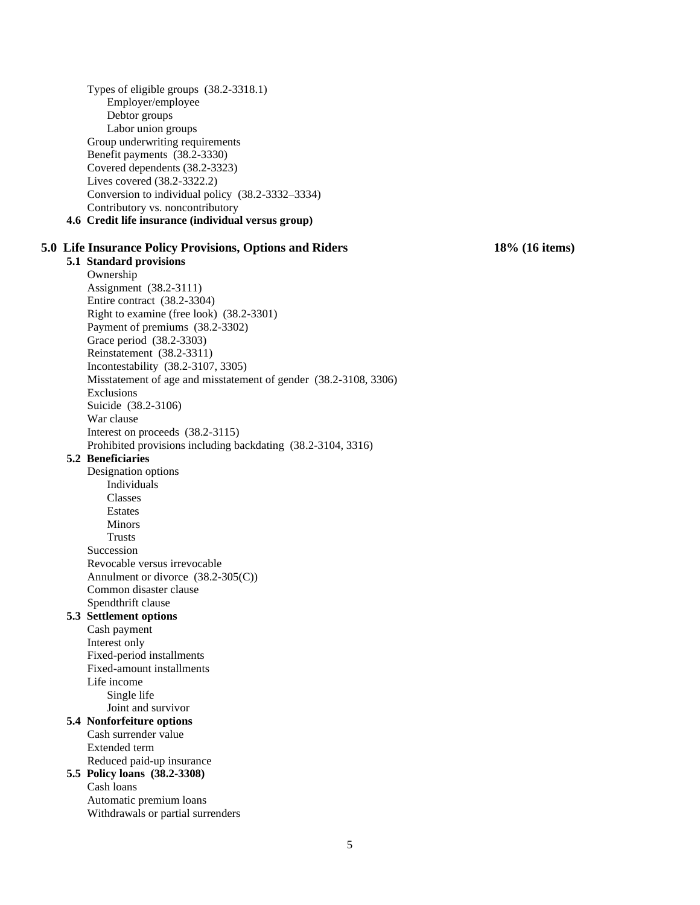- Types of eligible groups (38.2-3318.1)
  - Employer/employee
  - Debtor groups
  - Labor union groups
- Group underwriting requirements
- Benefit payments (38.2-3330)
- Covered dependents (38.2-3323)
- Lives covered (38.2-3322.2)
- Conversion to individual policy (38.2-3332–3334)
- Contributory vs. noncontributory

**4.6 Credit life insurance (individual versus group)**

## 5.0 Life Insurance Policy Provisions, Options and Riders — 18% (16 items)

**5.1 Standard provisions**

- Ownership
- Assignment (38.2-3111)
- Entire contract (38.2-3304)
- Right to examine (free look) (38.2-3301)
- Payment of premiums (38.2-3302)
- Grace period (38.2-3303)
- Reinstatement (38.2-3311)
- Incontestability (38.2-3107, 3305)
- Misstatement of age and misstatement of gender (38.2-3108, 3306)
- Exclusions
- Suicide (38.2-3106)
- War clause
- Interest on proceeds (38.2-3115)
- Prohibited provisions including backdating (38.2-3104, 3316)

**5.2 Beneficiaries**

- Designation options
  - Individuals
  - Classes
  - Estates
  - Minors
  - Trusts
- Succession
- Revocable versus irrevocable
- Annulment or divorce (38.2-305(C))
- Common disaster clause
- Spendthrift clause

**5.3 Settlement options**

- Cash payment
- Interest only
- Fixed-period installments
- Fixed-amount installments
- Life income
  - Single life
  - Joint and survivor

**5.4 Nonforfeiture options**

- Cash surrender value
- Extended term
- Reduced paid-up insurance

**5.5 Policy loans (38.2-3308)**

- Cash loans
- Automatic premium loans
- Withdrawals or partial surrenders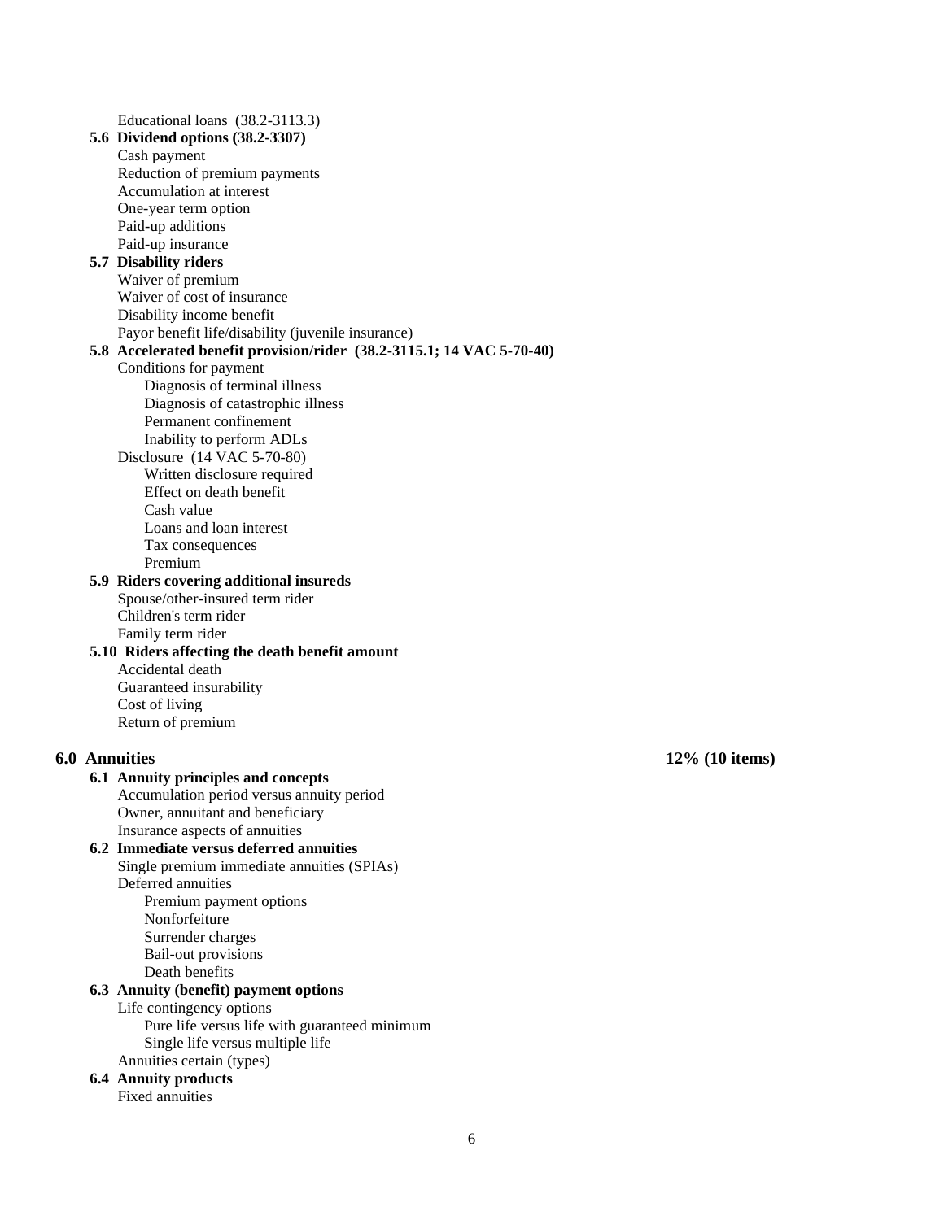Educational loans (38.2-3113.3)

**5.6 Dividend options (38.2-3307)**

- Cash payment
- Reduction of premium payments
- Accumulation at interest
- One-year term option
- Paid-up additions
- Paid-up insurance

**5.7 Disability riders**

- Waiver of premium
- Waiver of cost of insurance
- Disability income benefit
- Payor benefit life/disability (juvenile insurance)

**5.8 Accelerated benefit provision/rider (38.2-3115.1; 14 VAC 5-70-40)**

- Conditions for payment
  - Diagnosis of terminal illness
  - Diagnosis of catastrophic illness
  - Permanent confinement
  - Inability to perform ADLs
- Disclosure (14 VAC 5-70-80)
  - Written disclosure required
  - Effect on death benefit
  - Cash value
  - Loans and loan interest
  - Tax consequences
  - Premium

**5.9 Riders covering additional insureds**

- Spouse/other-insured term rider
- Children's term rider
- Family term rider

**5.10 Riders affecting the death benefit amount**

- Accidental death
- Guaranteed insurability
- Cost of living
- Return of premium

## 6.0 Annuities — 12% (10 items)

**6.1 Annuity principles and concepts**

- Accumulation period versus annuity period
- Owner, annuitant and beneficiary
- Insurance aspects of annuities

**6.2 Immediate versus deferred annuities**

- Single premium immediate annuities (SPIAs)
- Deferred annuities
  - Premium payment options
  - Nonforfeiture
  - Surrender charges
  - Bail-out provisions
  - Death benefits

**6.3 Annuity (benefit) payment options**

- Life contingency options
  - Pure life versus life with guaranteed minimum
  - Single life versus multiple life
- Annuities certain (types)

**6.4 Annuity products**

- Fixed annuities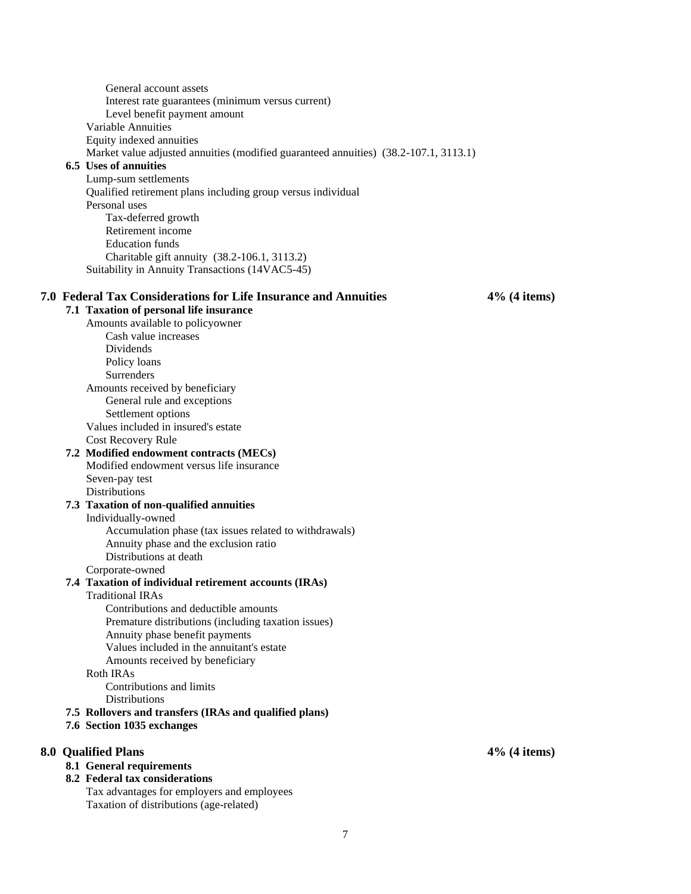- General account assets
- Interest rate guarantees (minimum versus current)
- Level benefit payment amount

- Variable Annuities
- Equity indexed annuities
- Market value adjusted annuities (modified guaranteed annuities) (38.2-107.1, 3113.1)

**6.5 Uses of annuities**

- Lump-sum settlements
- Qualified retirement plans including group versus individual
- Personal uses
  - Tax-deferred growth
  - Retirement income
  - Education funds
  - Charitable gift annuity (38.2-106.1, 3113.2)
- Suitability in Annuity Transactions (14VAC5-45)

## 7.0 Federal Tax Considerations for Life Insurance and Annuities — 4% (4 items)

**7.1 Taxation of personal life insurance**

- Amounts available to policyowner
  - Cash value increases
  - Dividends
  - Policy loans
  - Surrenders
- Amounts received by beneficiary
  - General rule and exceptions
  - Settlement options
- Values included in insured's estate
- Cost Recovery Rule

**7.2 Modified endowment contracts (MECs)**

- Modified endowment versus life insurance
- Seven-pay test
- Distributions

**7.3 Taxation of non-qualified annuities**

- Individually-owned
  - Accumulation phase (tax issues related to withdrawals)
  - Annuity phase and the exclusion ratio
  - Distributions at death
- Corporate-owned

**7.4 Taxation of individual retirement accounts (IRAs)**

- Traditional IRAs
  - Contributions and deductible amounts
  - Premature distributions (including taxation issues)
  - Annuity phase benefit payments
  - Values included in the annuitant's estate
  - Amounts received by beneficiary
- Roth IRAs
  - Contributions and limits
  - Distributions

**7.5 Rollovers and transfers (IRAs and qualified plans)**

**7.6 Section 1035 exchanges**

## 8.0 Qualified Plans — 4% (4 items)

**8.1 General requirements**

**8.2 Federal tax considerations**

- Tax advantages for employers and employees
- Taxation of distributions (age-related)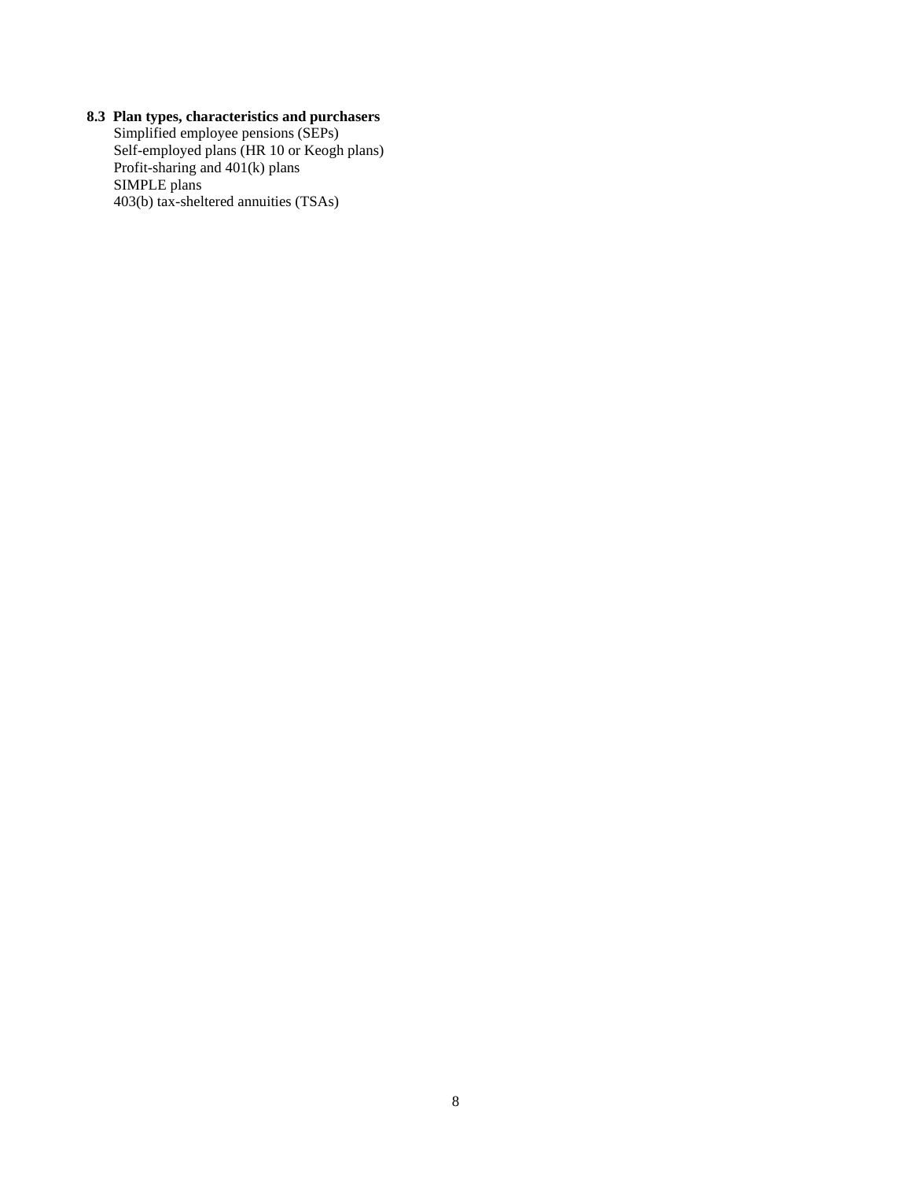**8.3 Plan types, characteristics and purchasers**

- Simplified employee pensions (SEPs)
- Self-employed plans (HR 10 or Keogh plans)
- Profit-sharing and 401(k) plans
- SIMPLE plans
- 403(b) tax-sheltered annuities (TSAs)